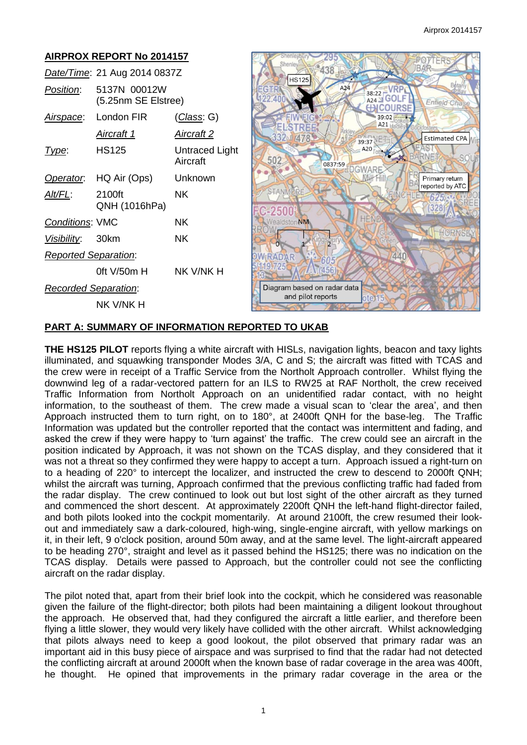## AIRPROX REPORT No 2014157

| | | |
|---|---|---|
| *Date/Time*: | 21 Aug 2014 0837Z | |
| *Position*: | 5137N 00012W (5.25nm SE Elstree) | |
| *Airspace*: | London FIR | (*Class*: G) |
| | *Aircraft 1* | *Aircraft 2* |
| *Type*: | HS125 | Untraced Light Aircraft |
| *Operator*: | HQ Air (Ops) | Unknown |
| *Alt/FL*: | 2100ft QNH (1016hPa) | NK |
| *Conditions*: | VMC | NK |
| *Visibility*: | 30km | NK |
| *Reported Separation*: | | |
| | 0ft V/50m H | NK V/NK H |
| *Recorded Separation*: | | |
| | NK V/NK H | |

HS125
38:22 A24
39:02 A21
39:37 A20
0837:59
Estimated CPA
Primary return reported by ATC
NM
0 1 2
Diagram based on radar data and pilot reports

## PART A: SUMMARY OF INFORMATION REPORTED TO UKAB

**THE HS125 PILOT** reports flying a white aircraft with HISLs, navigation lights, beacon and taxy lights illuminated, and squawking transponder Modes 3/A, C and S; the aircraft was fitted with TCAS and the crew were in receipt of a Traffic Service from the Northolt Approach controller. Whilst flying the downwind leg of a radar-vectored pattern for an ILS to RW25 at RAF Northolt, the crew received Traffic Information from Northolt Approach on an unidentified radar contact, with no height information, to the southeast of them. The crew made a visual scan to 'clear the area', and then Approach instructed them to turn right, on to 180°, at 2400ft QNH for the base-leg. The Traffic Information was updated but the controller reported that the contact was intermittent and fading, and asked the crew if they were happy to 'turn against' the traffic. The crew could see an aircraft in the position indicated by Approach, it was not shown on the TCAS display, and they considered that it was not a threat so they confirmed they were happy to accept a turn. Approach issued a right-turn on to a heading of 220° to intercept the localizer, and instructed the crew to descend to 2000ft QNH; whilst the aircraft was turning, Approach confirmed that the previous conflicting traffic had faded from the radar display. The crew continued to look out but lost sight of the other aircraft as they turned and commenced the short descent. At approximately 2200ft QNH the left-hand flight-director failed, and both pilots looked into the cockpit momentarily. At around 2100ft, the crew resumed their look-out and immediately saw a dark-coloured, high-wing, single-engine aircraft, with yellow markings on it, in their left, 9 o'clock position, around 50m away, and at the same level. The light-aircraft appeared to be heading 270°, straight and level as it passed behind the HS125; there was no indication on the TCAS display. Details were passed to Approach, but the controller could not see the conflicting aircraft on the radar display.

The pilot noted that, apart from their brief look into the cockpit, which he considered was reasonable given the failure of the flight-director; both pilots had been maintaining a diligent lookout throughout the approach. He observed that, had they configured the aircraft a little earlier, and therefore been flying a little slower, they would very likely have collided with the other aircraft. Whilst acknowledging that pilots always need to keep a good lookout, the pilot observed that primary radar was an important aid in this busy piece of airspace and was surprised to find that the radar had not detected the conflicting aircraft at around 2000ft when the known base of radar coverage in the area was 400ft, he thought. He opined that improvements in the primary radar coverage in the area or the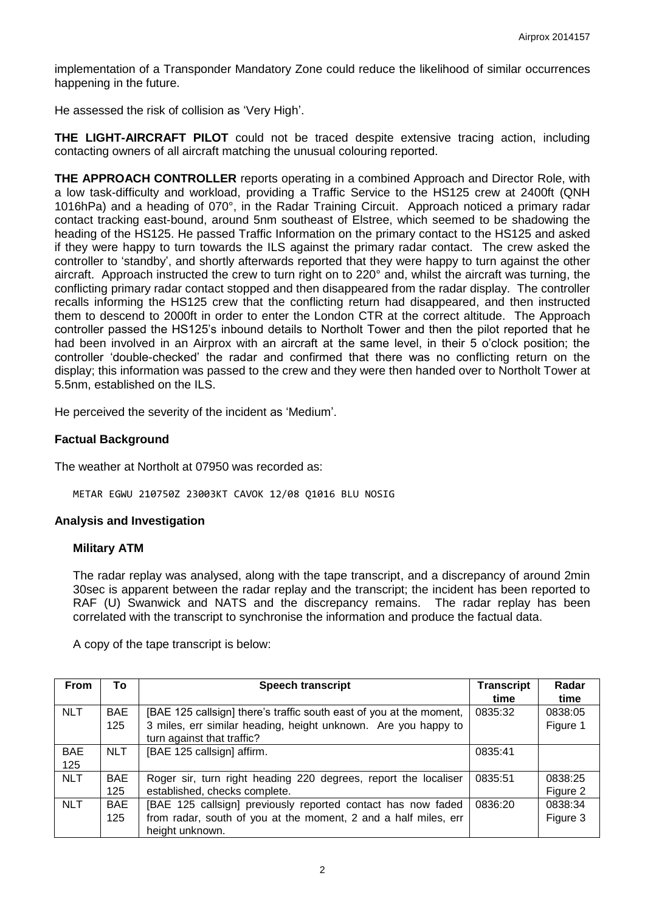implementation of a Transponder Mandatory Zone could reduce the likelihood of similar occurrences happening in the future.

He assessed the risk of collision as 'Very High'.

**THE LIGHT-AIRCRAFT PILOT** could not be traced despite extensive tracing action, including contacting owners of all aircraft matching the unusual colouring reported.

**THE APPROACH CONTROLLER** reports operating in a combined Approach and Director Role, with a low task-difficulty and workload, providing a Traffic Service to the HS125 crew at 2400ft (QNH 1016hPa) and a heading of 070°, in the Radar Training Circuit. Approach noticed a primary radar contact tracking east-bound, around 5nm southeast of Elstree, which seemed to be shadowing the heading of the HS125. He passed Traffic Information on the primary contact to the HS125 and asked if they were happy to turn towards the ILS against the primary radar contact. The crew asked the controller to 'standby', and shortly afterwards reported that they were happy to turn against the other aircraft. Approach instructed the crew to turn right on to 220° and, whilst the aircraft was turning, the conflicting primary radar contact stopped and then disappeared from the radar display. The controller recalls informing the HS125 crew that the conflicting return had disappeared, and then instructed them to descend to 2000ft in order to enter the London CTR at the correct altitude. The Approach controller passed the HS125's inbound details to Northolt Tower and then the pilot reported that he had been involved in an Airprox with an aircraft at the same level, in their 5 o'clock position; the controller 'double-checked' the radar and confirmed that there was no conflicting return on the display; this information was passed to the crew and they were then handed over to Northolt Tower at 5.5nm, established on the ILS.

He perceived the severity of the incident as 'Medium'.

### Factual Background

The weather at Northolt at 07950 was recorded as:

```
METAR EGWU 210750Z 23003KT CAVOK 12/08 Q1016 BLU NOSIG
```

### Analysis and Investigation

#### Military ATM

The radar replay was analysed, along with the tape transcript, and a discrepancy of around 2min 30sec is apparent between the radar replay and the transcript; the incident has been reported to RAF (U) Swanwick and NATS and the discrepancy remains. The radar replay has been correlated with the transcript to synchronise the information and produce the factual data.

A copy of the tape transcript is below:

| From | To | Speech transcript | Transcript time | Radar time |
|---|---|---|---|---|
| NLT | BAE 125 | [BAE 125 callsign] there's traffic south east of you at the moment, 3 miles, err similar heading, height unknown. Are you happy to turn against that traffic? | 0835:32 | 0838:05 Figure 1 |
| BAE 125 | NLT | [BAE 125 callsign] affirm. | 0835:41 | |
| NLT | BAE 125 | Roger sir, turn right heading 220 degrees, report the localiser established, checks complete. | 0835:51 | 0838:25 Figure 2 |
| NLT | BAE 125 | [BAE 125 callsign] previously reported contact has now faded from radar, south of you at the moment, 2 and a half miles, err height unknown. | 0836:20 | 0838:34 Figure 3 |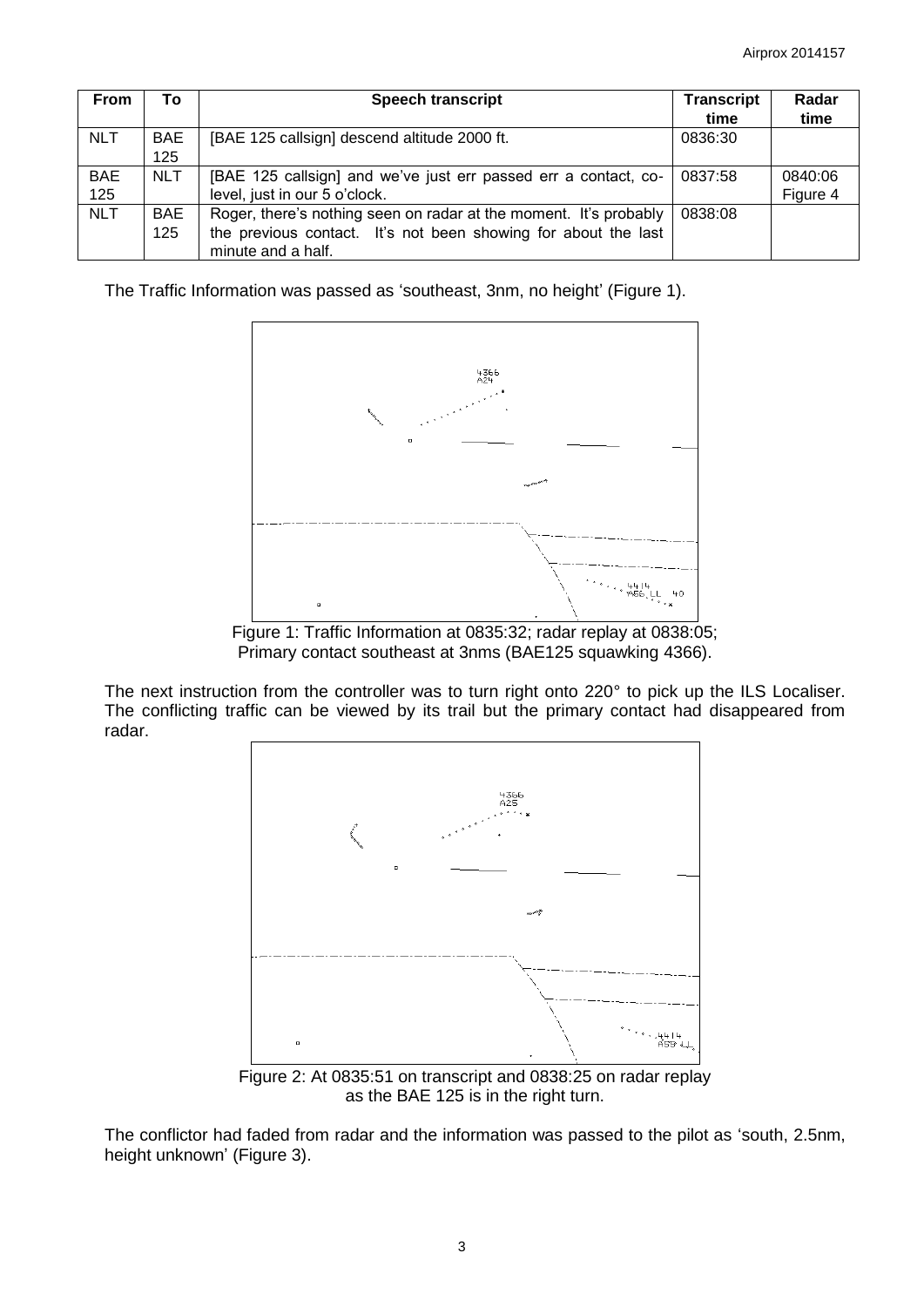| From | To | Speech transcript | Transcript time | Radar time |
|---|---|---|---|---|
| NLT | BAE 125 | [BAE 125 callsign] descend altitude 2000 ft. | 0836:30 | |
| BAE 125 | NLT | [BAE 125 callsign] and we've just err passed err a contact, co-level, just in our 5 o'clock. | 0837:58 | 0840:06 Figure 4 |
| NLT | BAE 125 | Roger, there's nothing seen on radar at the moment. It's probably the previous contact. It's not been showing for about the last minute and a half. | 0838:08 | |

The Traffic Information was passed as 'southeast, 3nm, no height' (Figure 1).

4366
A24

4414
A56 LL 40

Figure 1: Traffic Information at 0835:32; radar replay at 0838:05; Primary contact southeast at 3nms (BAE125 squawking 4366).

The next instruction from the controller was to turn right onto 220° to pick up the ILS Localiser. The conflicting traffic can be viewed by its trail but the primary contact had disappeared from radar.

4366
A25

4414
A59 LL

Figure 2: At 0835:51 on transcript and 0838:25 on radar replay as the BAE 125 is in the right turn.

The conflictor had faded from radar and the information was passed to the pilot as 'south, 2.5nm, height unknown' (Figure 3).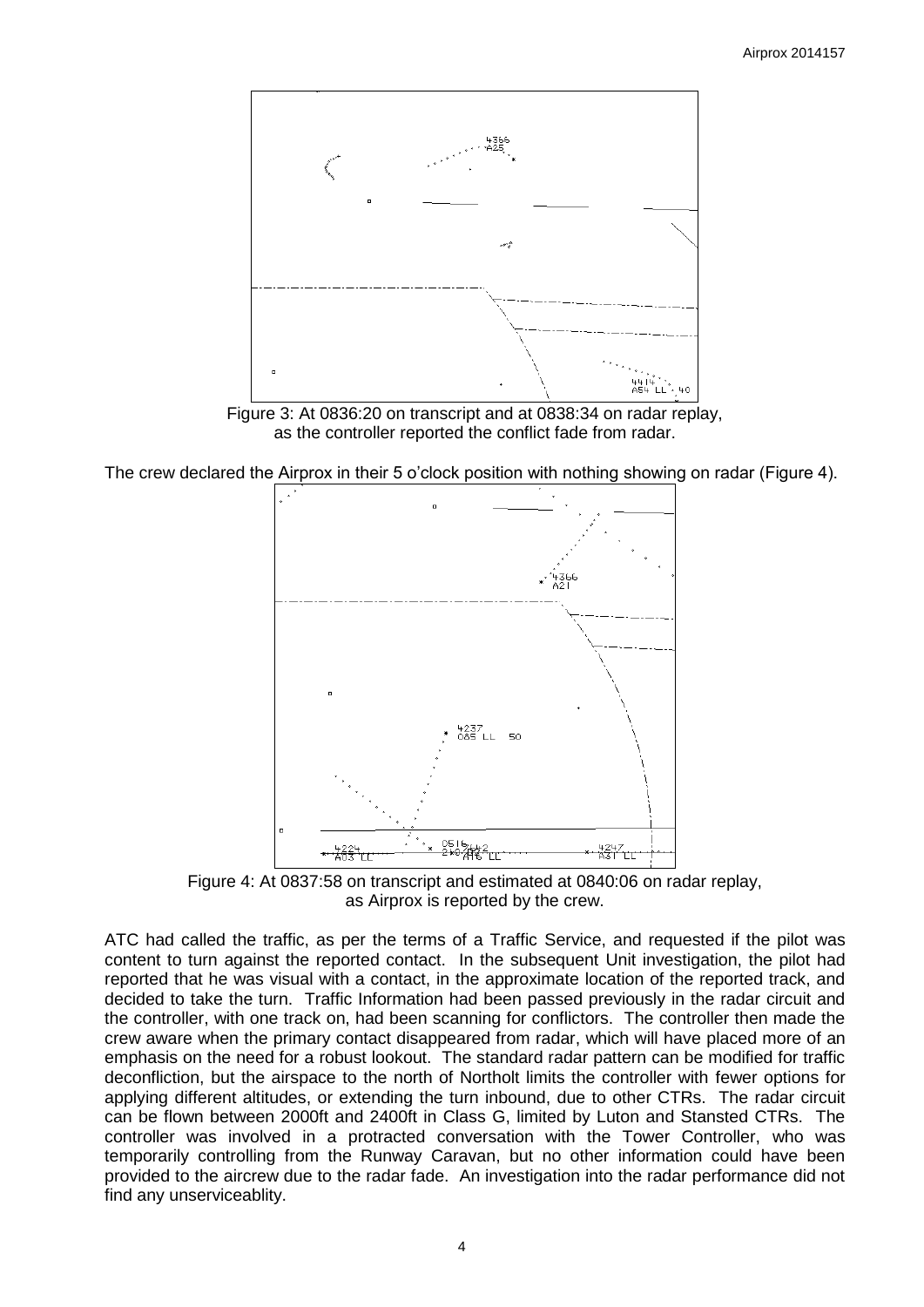Figure 3: At 0836:20 on transcript and at 0838:34 on radar replay, as the controller reported the conflict fade from radar.

The crew declared the Airprox in their 5 o'clock position with nothing showing on radar (Figure 4).

Figure 4: At 0837:58 on transcript and estimated at 0840:06 on radar replay, as Airprox is reported by the crew.

ATC had called the traffic, as per the terms of a Traffic Service, and requested if the pilot was content to turn against the reported contact. In the subsequent Unit investigation, the pilot had reported that he was visual with a contact, in the approximate location of the reported track, and decided to take the turn. Traffic Information had been passed previously in the radar circuit and the controller, with one track on, had been scanning for conflictors. The controller then made the crew aware when the primary contact disappeared from radar, which will have placed more of an emphasis on the need for a robust lookout. The standard radar pattern can be modified for traffic deconfliction, but the airspace to the north of Northolt limits the controller with fewer options for applying different altitudes, or extending the turn inbound, due to other CTRs. The radar circuit can be flown between 2000ft and 2400ft in Class G, limited by Luton and Stansted CTRs. The controller was involved in a protracted conversation with the Tower Controller, who was temporarily controlling from the Runway Caravan, but no other information could have been provided to the aircrew due to the radar fade. An investigation into the radar performance did not find any unserviceablity.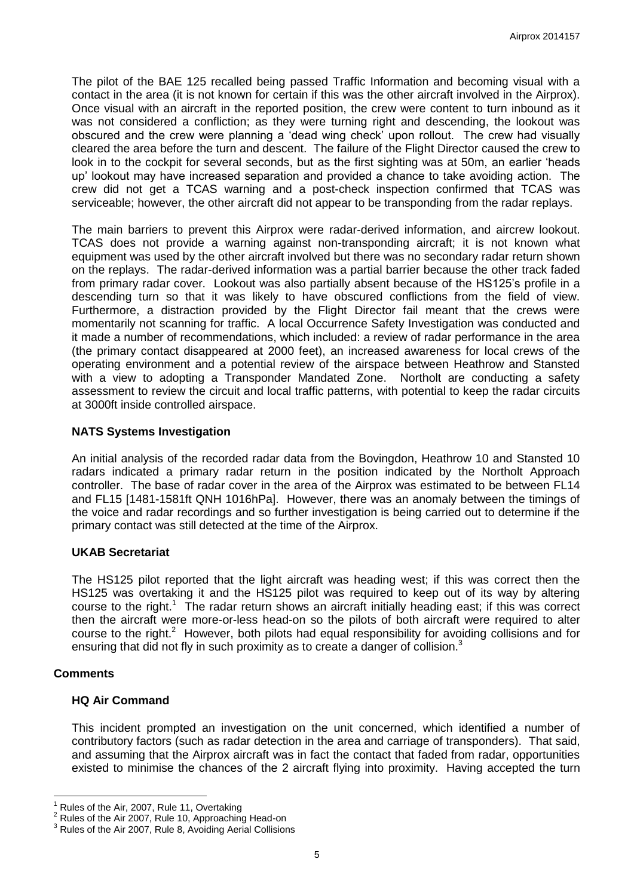The pilot of the BAE 125 recalled being passed Traffic Information and becoming visual with a contact in the area (it is not known for certain if this was the other aircraft involved in the Airprox). Once visual with an aircraft in the reported position, the crew were content to turn inbound as it was not considered a confliction; as they were turning right and descending, the lookout was obscured and the crew were planning a 'dead wing check' upon rollout. The crew had visually cleared the area before the turn and descent. The failure of the Flight Director caused the crew to look in to the cockpit for several seconds, but as the first sighting was at 50m, an earlier 'heads up' lookout may have increased separation and provided a chance to take avoiding action. The crew did not get a TCAS warning and a post-check inspection confirmed that TCAS was serviceable; however, the other aircraft did not appear to be transponding from the radar replays.

The main barriers to prevent this Airprox were radar-derived information, and aircrew lookout. TCAS does not provide a warning against non-transponding aircraft; it is not known what equipment was used by the other aircraft involved but there was no secondary radar return shown on the replays. The radar-derived information was a partial barrier because the other track faded from primary radar cover. Lookout was also partially absent because of the HS125's profile in a descending turn so that it was likely to have obscured conflictions from the field of view. Furthermore, a distraction provided by the Flight Director fail meant that the crews were momentarily not scanning for traffic. A local Occurrence Safety Investigation was conducted and it made a number of recommendations, which included: a review of radar performance in the area (the primary contact disappeared at 2000 feet), an increased awareness for local crews of the operating environment and a potential review of the airspace between Heathrow and Stansted with a view to adopting a Transponder Mandated Zone. Northolt are conducting a safety assessment to review the circuit and local traffic patterns, with potential to keep the radar circuits at 3000ft inside controlled airspace.

### NATS Systems Investigation

An initial analysis of the recorded radar data from the Bovingdon, Heathrow 10 and Stansted 10 radars indicated a primary radar return in the position indicated by the Northolt Approach controller. The base of radar cover in the area of the Airprox was estimated to be between FL14 and FL15 [1481-1581ft QNH 1016hPa]. However, there was an anomaly between the timings of the voice and radar recordings and so further investigation is being carried out to determine if the primary contact was still detected at the time of the Airprox.

### UKAB Secretariat

The HS125 pilot reported that the light aircraft was heading west; if this was correct then the HS125 was overtaking it and the HS125 pilot was required to keep out of its way by altering course to the right.[1] The radar return shows an aircraft initially heading east; if this was correct then the aircraft were more-or-less head-on so the pilots of both aircraft were required to alter course to the right.[2] However, both pilots had equal responsibility for avoiding collisions and for ensuring that did not fly in such proximity as to create a danger of collision.[3]

## Comments

### HQ Air Command

This incident prompted an investigation on the unit concerned, which identified a number of contributory factors (such as radar detection in the area and carriage of transponders). That said, and assuming that the Airprox aircraft was in fact the contact that faded from radar, opportunities existed to minimise the chances of the 2 aircraft flying into proximity. Having accepted the turn

---

[1] Rules of the Air, 2007, Rule 11, Overtaking
[2] Rules of the Air 2007, Rule 10, Approaching Head-on
[3] Rules of the Air 2007, Rule 8, Avoiding Aerial Collisions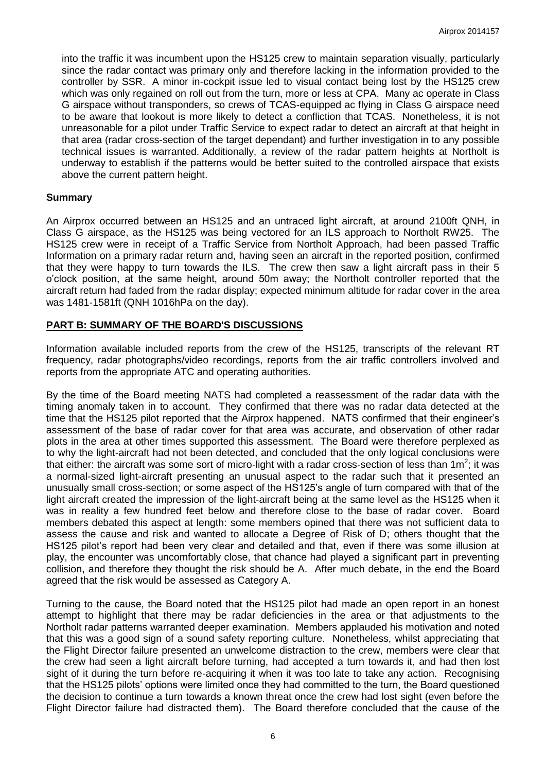into the traffic it was incumbent upon the HS125 crew to maintain separation visually, particularly since the radar contact was primary only and therefore lacking in the information provided to the controller by SSR. A minor in-cockpit issue led to visual contact being lost by the HS125 crew which was only regained on roll out from the turn, more or less at CPA. Many ac operate in Class G airspace without transponders, so crews of TCAS-equipped ac flying in Class G airspace need to be aware that lookout is more likely to detect a confliction that TCAS. Nonetheless, it is not unreasonable for a pilot under Traffic Service to expect radar to detect an aircraft at that height in that area (radar cross-section of the target dependant) and further investigation in to any possible technical issues is warranted. Additionally, a review of the radar pattern heights at Northolt is underway to establish if the patterns would be better suited to the controlled airspace that exists above the current pattern height.

## Summary

An Airprox occurred between an HS125 and an untraced light aircraft, at around 2100ft QNH, in Class G airspace, as the HS125 was being vectored for an ILS approach to Northolt RW25. The HS125 crew were in receipt of a Traffic Service from Northolt Approach, had been passed Traffic Information on a primary radar return and, having seen an aircraft in the reported position, confirmed that they were happy to turn towards the ILS. The crew then saw a light aircraft pass in their 5 o'clock position, at the same height, around 50m away; the Northolt controller reported that the aircraft return had faded from the radar display; expected minimum altitude for radar cover in the area was 1481-1581ft (QNH 1016hPa on the day).

## PART B: SUMMARY OF THE BOARD'S DISCUSSIONS

Information available included reports from the crew of the HS125, transcripts of the relevant RT frequency, radar photographs/video recordings, reports from the air traffic controllers involved and reports from the appropriate ATC and operating authorities.

By the time of the Board meeting NATS had completed a reassessment of the radar data with the timing anomaly taken in to account. They confirmed that there was no radar data detected at the time that the HS125 pilot reported that the Airprox happened. NATS confirmed that their engineer's assessment of the base of radar cover for that area was accurate, and observation of other radar plots in the area at other times supported this assessment. The Board were therefore perplexed as to why the light-aircraft had not been detected, and concluded that the only logical conclusions were that either: the aircraft was some sort of micro-light with a radar cross-section of less than $1m^2$; it was a normal-sized light-aircraft presenting an unusual aspect to the radar such that it presented an unusually small cross-section; or some aspect of the HS125's angle of turn compared with that of the light aircraft created the impression of the light-aircraft being at the same level as the HS125 when it was in reality a few hundred feet below and therefore close to the base of radar cover. Board members debated this aspect at length: some members opined that there was not sufficient data to assess the cause and risk and wanted to allocate a Degree of Risk of D; others thought that the HS125 pilot's report had been very clear and detailed and that, even if there was some illusion at play, the encounter was uncomfortably close, that chance had played a significant part in preventing collision, and therefore they thought the risk should be A. After much debate, in the end the Board agreed that the risk would be assessed as Category A.

Turning to the cause, the Board noted that the HS125 pilot had made an open report in an honest attempt to highlight that there may be radar deficiencies in the area or that adjustments to the Northolt radar patterns warranted deeper examination. Members applauded his motivation and noted that this was a good sign of a sound safety reporting culture. Nonetheless, whilst appreciating that the Flight Director failure presented an unwelcome distraction to the crew, members were clear that the crew had seen a light aircraft before turning, had accepted a turn towards it, and had then lost sight of it during the turn before re-acquiring it when it was too late to take any action. Recognising that the HS125 pilots' options were limited once they had committed to the turn, the Board questioned the decision to continue a turn towards a known threat once the crew had lost sight (even before the Flight Director failure had distracted them). The Board therefore concluded that the cause of the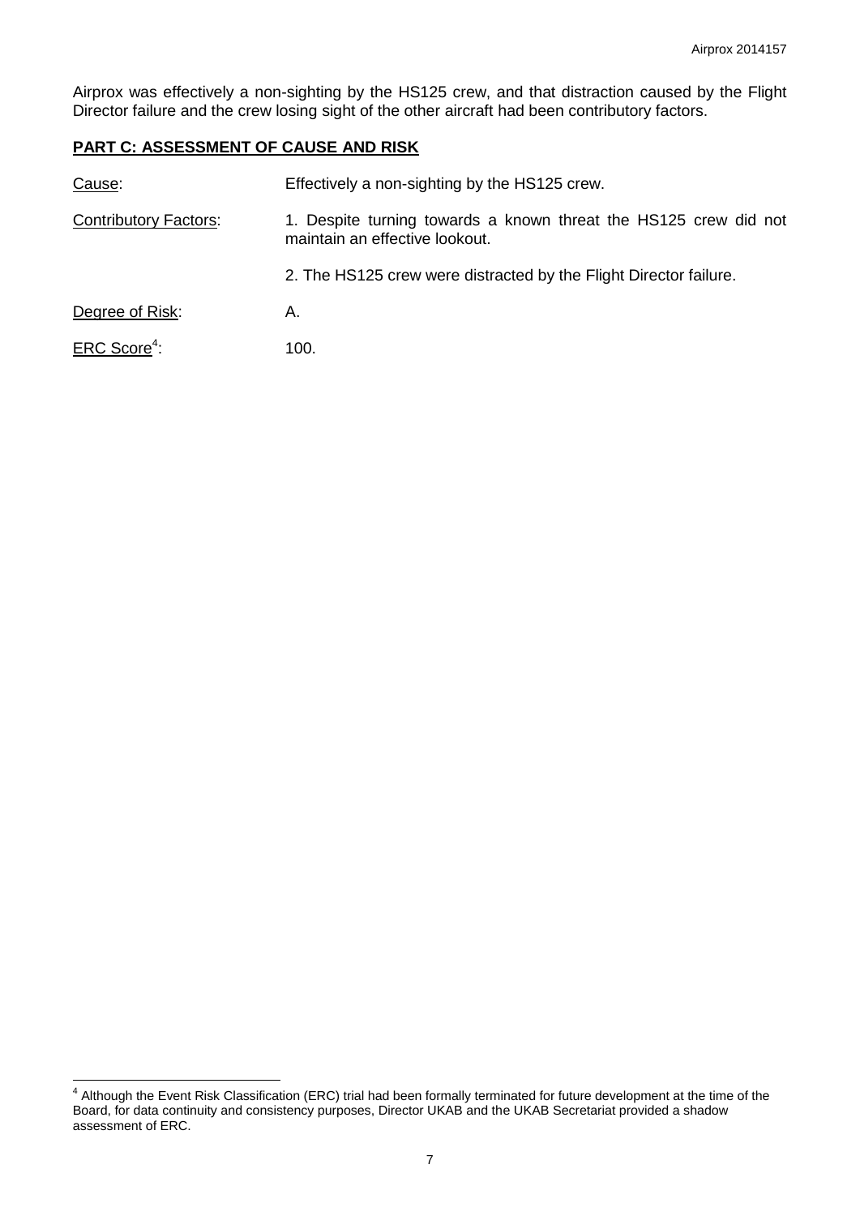Airprox was effectively a non-sighting by the HS125 crew, and that distraction caused by the Flight Director failure and the crew losing sight of the other aircraft had been contributory factors.

## PART C: ASSESSMENT OF CAUSE AND RISK

| | |
|---|---|
| Cause: | Effectively a non-sighting by the HS125 crew. |
| Contributory Factors: | 1. Despite turning towards a known threat the HS125 crew did not maintain an effective lookout. |
| | 2. The HS125 crew were distracted by the Flight Director failure. |
| Degree of Risk: | A. |
| ERC Score[4]: | 100. |

[4] Although the Event Risk Classification (ERC) trial had been formally terminated for future development at the time of the Board, for data continuity and consistency purposes, Director UKAB and the UKAB Secretariat provided a shadow assessment of ERC.